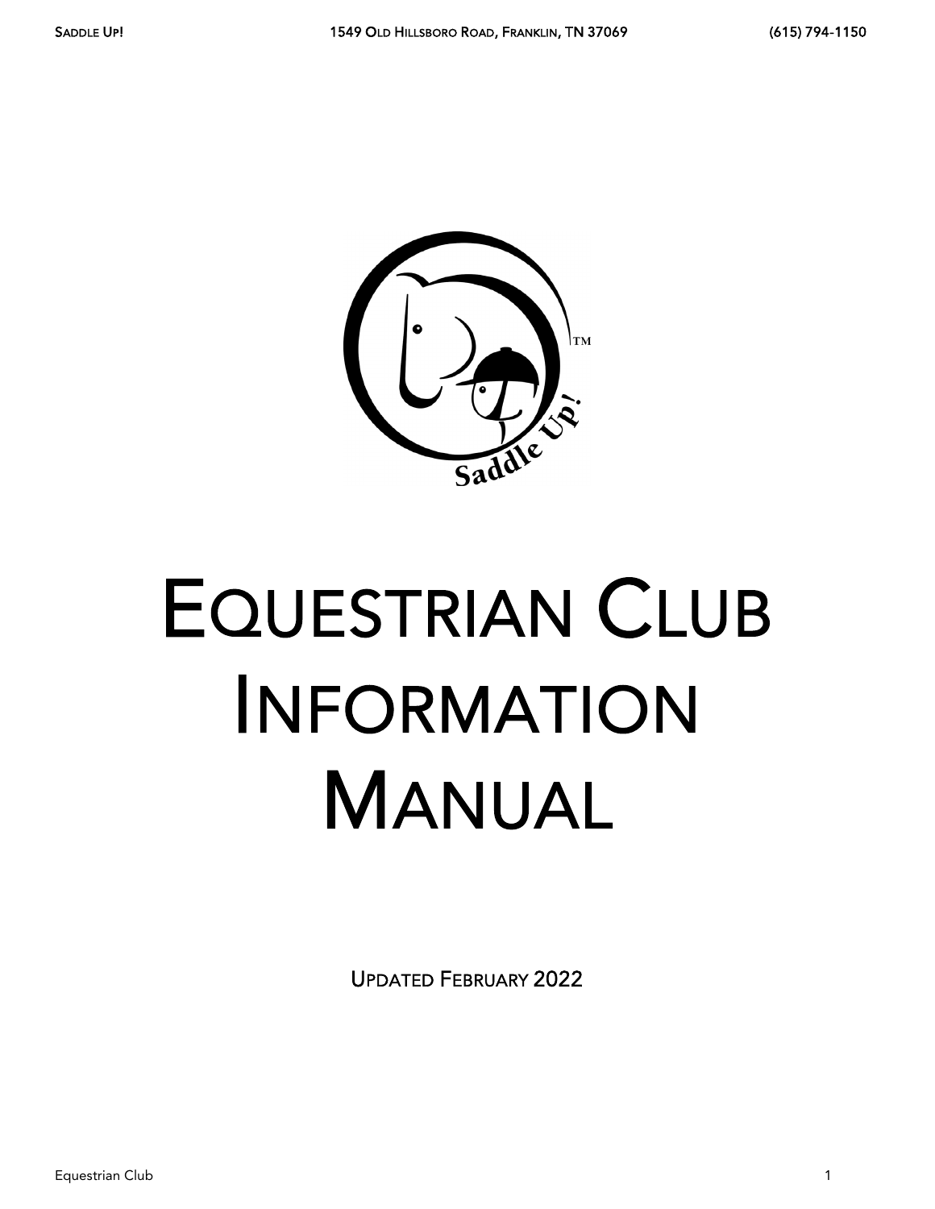# Equestrian Club Information Manual

Updated February 2022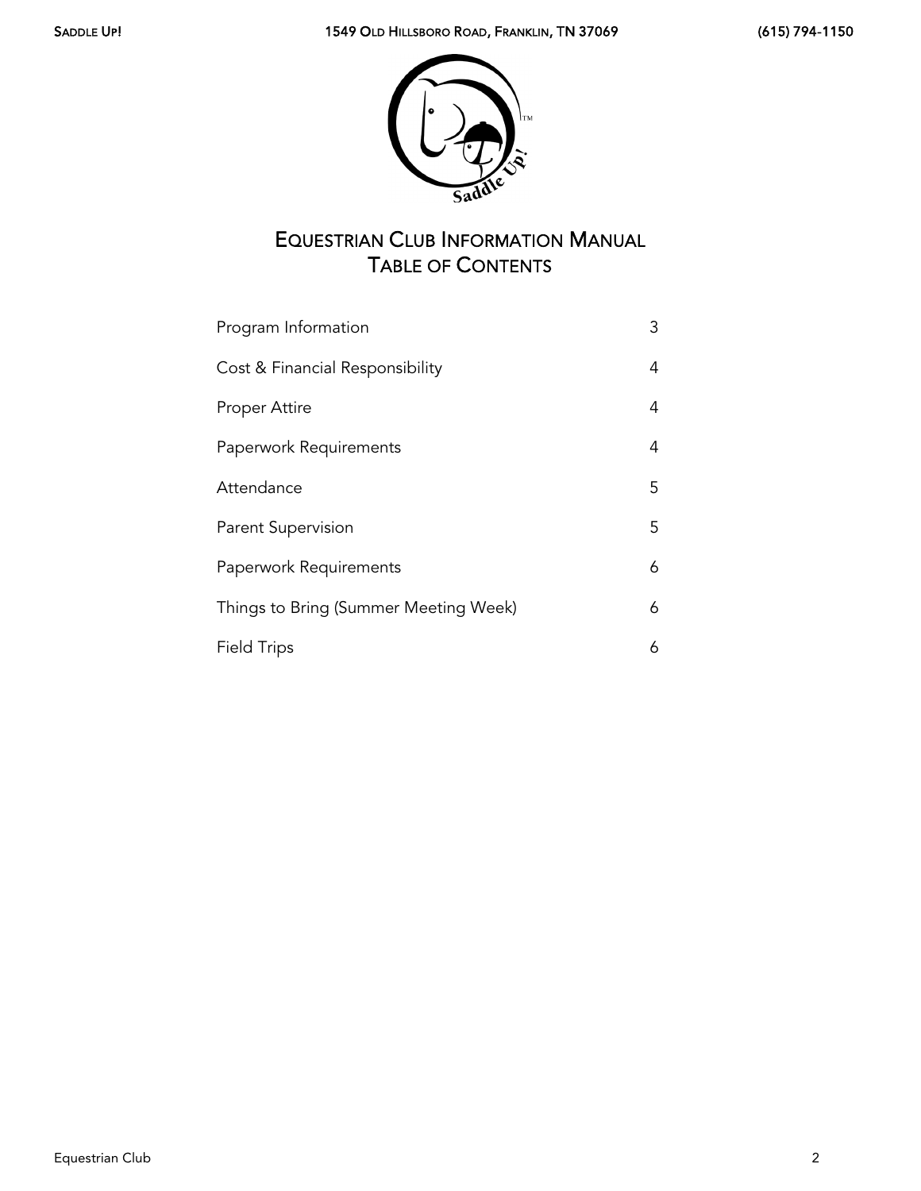# Equestrian Club Information Manual
## Table of Contents

| | |
|---|---|
| Program Information | 3 |
| Cost & Financial Responsibility | 4 |
| Proper Attire | 4 |
| Paperwork Requirements | 4 |
| Attendance | 5 |
| Parent Supervision | 5 |
| Paperwork Requirements | 6 |
| Things to Bring (Summer Meeting Week) | 6 |
| Field Trips | 6 |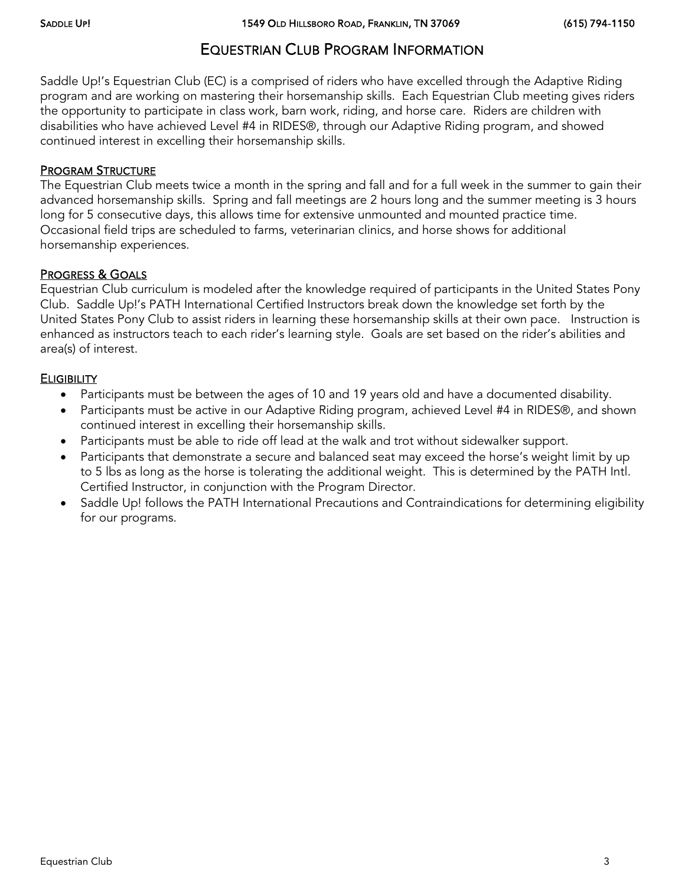# Equestrian Club Program Information

Saddle Up!'s Equestrian Club (EC) is a comprised of riders who have excelled through the Adaptive Riding program and are working on mastering their horsemanship skills. Each Equestrian Club meeting gives riders the opportunity to participate in class work, barn work, riding, and horse care. Riders are children with disabilities who have achieved Level #4 in RIDES®, through our Adaptive Riding program, and showed continued interest in excelling their horsemanship skills.

## Program Structure

The Equestrian Club meets twice a month in the spring and fall and for a full week in the summer to gain their advanced horsemanship skills. Spring and fall meetings are 2 hours long and the summer meeting is 3 hours long for 5 consecutive days, this allows time for extensive unmounted and mounted practice time. Occasional field trips are scheduled to farms, veterinarian clinics, and horse shows for additional horsemanship experiences.

## Progress & Goals

Equestrian Club curriculum is modeled after the knowledge required of participants in the United States Pony Club. Saddle Up!'s PATH International Certified Instructors break down the knowledge set forth by the United States Pony Club to assist riders in learning these horsemanship skills at their own pace. Instruction is enhanced as instructors teach to each rider's learning style. Goals are set based on the rider's abilities and area(s) of interest.

## Eligibility

- Participants must be between the ages of 10 and 19 years old and have a documented disability.
- Participants must be active in our Adaptive Riding program, achieved Level #4 in RIDES®, and shown continued interest in excelling their horsemanship skills.
- Participants must be able to ride off lead at the walk and trot without sidewalker support.
- Participants that demonstrate a secure and balanced seat may exceed the horse's weight limit by up to 5 lbs as long as the horse is tolerating the additional weight. This is determined by the PATH Intl. Certified Instructor, in conjunction with the Program Director.
- Saddle Up! follows the PATH International Precautions and Contraindications for determining eligibility for our programs.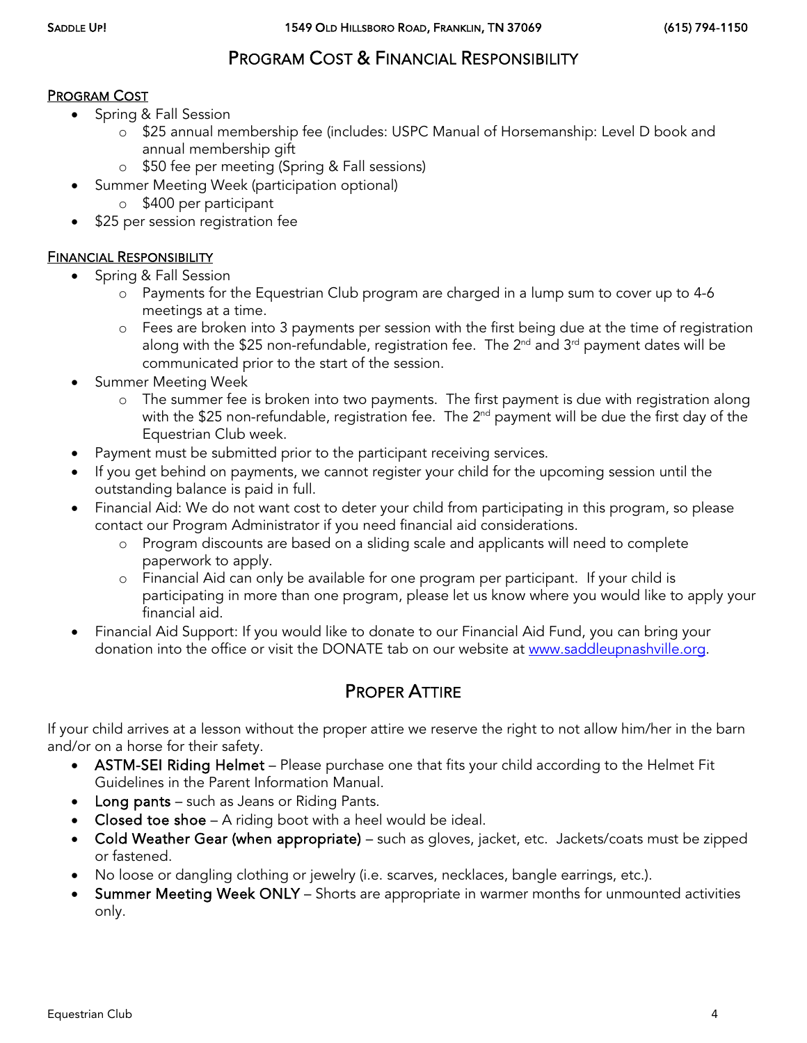# Program Cost & Financial Responsibility

## Program Cost

- Spring & Fall Session
  - $25 annual membership fee (includes: USPC Manual of Horsemanship: Level D book and annual membership gift
  - $50 fee per meeting (Spring & Fall sessions)
- Summer Meeting Week (participation optional)
  - $400 per participant
- $25 per session registration fee

## Financial Responsibility

- Spring & Fall Session
  - Payments for the Equestrian Club program are charged in a lump sum to cover up to 4-6 meetings at a time.
  - Fees are broken into 3 payments per session with the first being due at the time of registration along with the $25 non-refundable, registration fee. The 2nd and 3rd payment dates will be communicated prior to the start of the session.
- Summer Meeting Week
  - The summer fee is broken into two payments. The first payment is due with registration along with the $25 non-refundable, registration fee. The 2nd payment will be due the first day of the Equestrian Club week.
- Payment must be submitted prior to the participant receiving services.
- If you get behind on payments, we cannot register your child for the upcoming session until the outstanding balance is paid in full.
- Financial Aid: We do not want cost to deter your child from participating in this program, so please contact our Program Administrator if you need financial aid considerations.
  - Program discounts are based on a sliding scale and applicants will need to complete paperwork to apply.
  - Financial Aid can only be available for one program per participant. If your child is participating in more than one program, please let us know where you would like to apply your financial aid.
- Financial Aid Support: If you would like to donate to our Financial Aid Fund, you can bring your donation into the office or visit the DONATE tab on our website at www.saddleupnashville.org.

# Proper Attire

If your child arrives at a lesson without the proper attire we reserve the right to not allow him/her in the barn and/or on a horse for their safety.

- **ASTM-SEI Riding Helmet** – Please purchase one that fits your child according to the Helmet Fit Guidelines in the Parent Information Manual.
- **Long pants** – such as Jeans or Riding Pants.
- **Closed toe shoe** – A riding boot with a heel would be ideal.
- **Cold Weather Gear (when appropriate)** – such as gloves, jacket, etc. Jackets/coats must be zipped or fastened.
- No loose or dangling clothing or jewelry (i.e. scarves, necklaces, bangle earrings, etc.).
- **Summer Meeting Week ONLY** – Shorts are appropriate in warmer months for unmounted activities only.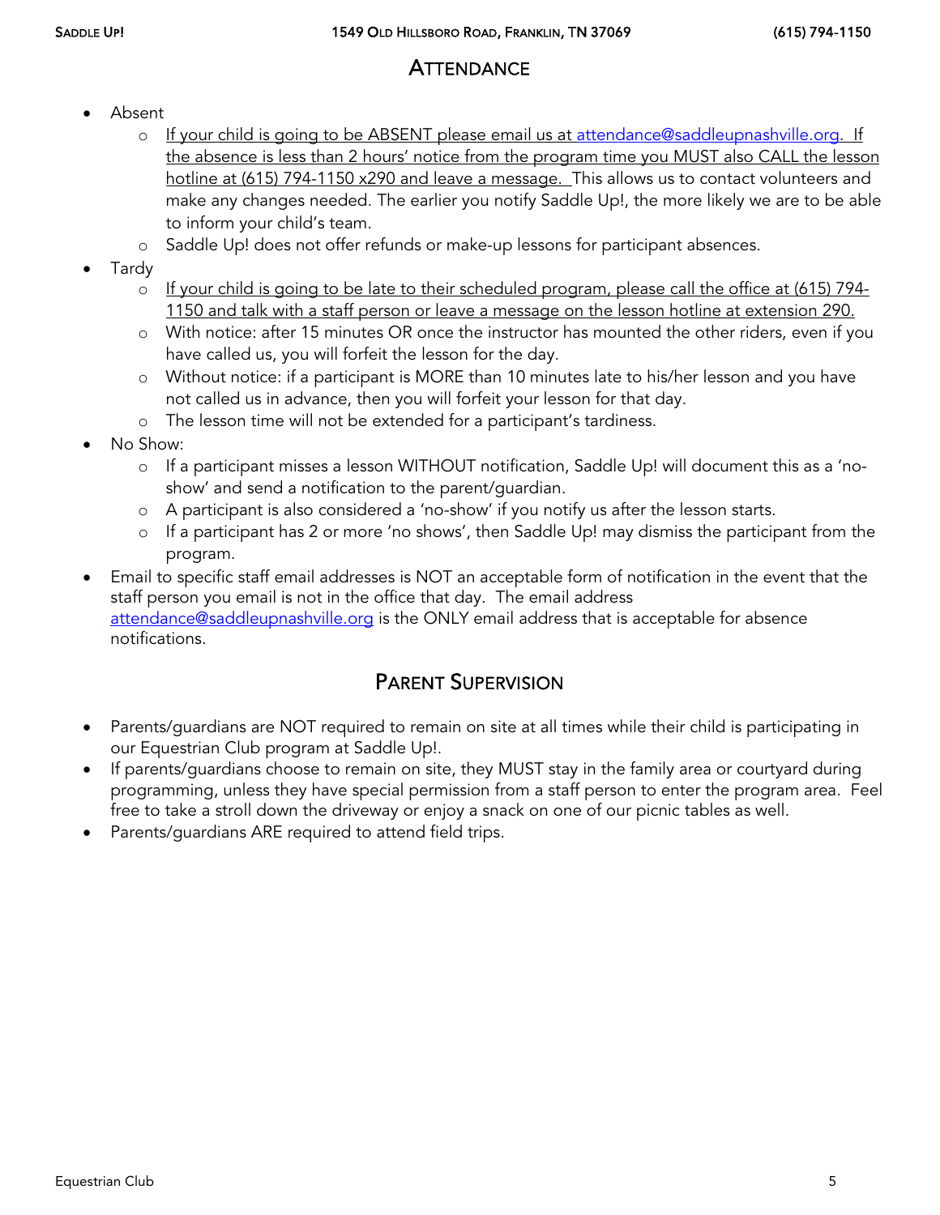## Attendance

- Absent
  - If your child is going to be ABSENT please email us at attendance@saddleupnashville.org. If the absence is less than 2 hours' notice from the program time you MUST also CALL the lesson hotline at (615) 794-1150 x290 and leave a message. This allows us to contact volunteers and make any changes needed. The earlier you notify Saddle Up!, the more likely we are to be able to inform your child's team.
  - Saddle Up! does not offer refunds or make-up lessons for participant absences.
- Tardy
  - If your child is going to be late to their scheduled program, please call the office at (615) 794-1150 and talk with a staff person or leave a message on the lesson hotline at extension 290.
  - With notice: after 15 minutes OR once the instructor has mounted the other riders, even if you have called us, you will forfeit the lesson for the day.
  - Without notice: if a participant is MORE than 10 minutes late to his/her lesson and you have not called us in advance, then you will forfeit your lesson for that day.
  - The lesson time will not be extended for a participant's tardiness.
- No Show:
  - If a participant misses a lesson WITHOUT notification, Saddle Up! will document this as a 'no-show' and send a notification to the parent/guardian.
  - A participant is also considered a 'no-show' if you notify us after the lesson starts.
  - If a participant has 2 or more 'no shows', then Saddle Up! may dismiss the participant from the program.
- Email to specific staff email addresses is NOT an acceptable form of notification in the event that the staff person you email is not in the office that day. The email address attendance@saddleupnashville.org is the ONLY email address that is acceptable for absence notifications.

## Parent Supervision

- Parents/guardians are NOT required to remain on site at all times while their child is participating in our Equestrian Club program at Saddle Up!.
- If parents/guardians choose to remain on site, they MUST stay in the family area or courtyard during programming, unless they have special permission from a staff person to enter the program area. Feel free to take a stroll down the driveway or enjoy a snack on one of our picnic tables as well.
- Parents/guardians ARE required to attend field trips.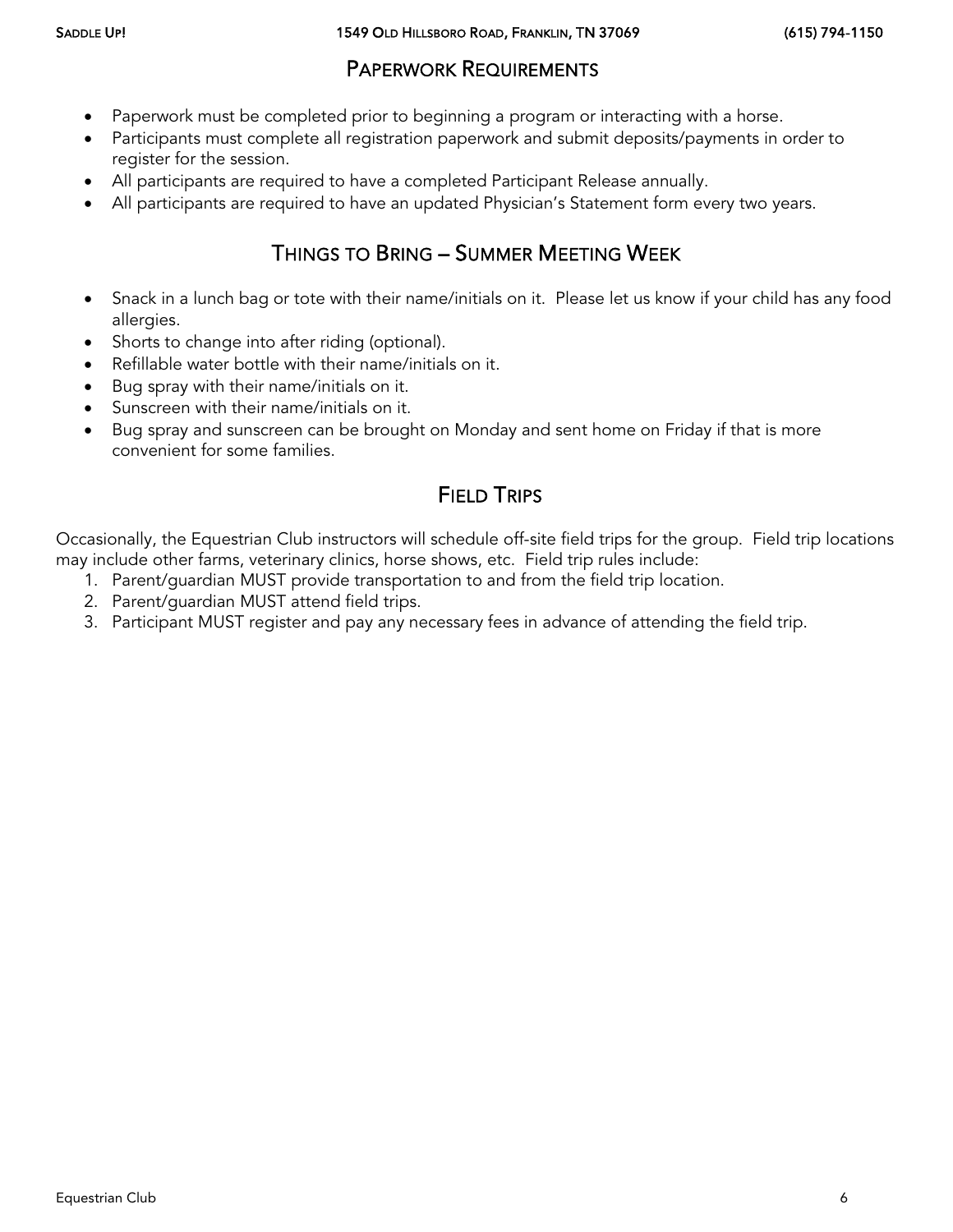## Paperwork Requirements

- Paperwork must be completed prior to beginning a program or interacting with a horse.
- Participants must complete all registration paperwork and submit deposits/payments in order to register for the session.
- All participants are required to have a completed Participant Release annually.
- All participants are required to have an updated Physician's Statement form every two years.

## Things to Bring – Summer Meeting Week

- Snack in a lunch bag or tote with their name/initials on it. Please let us know if your child has any food allergies.
- Shorts to change into after riding (optional).
- Refillable water bottle with their name/initials on it.
- Bug spray with their name/initials on it.
- Sunscreen with their name/initials on it.
- Bug spray and sunscreen can be brought on Monday and sent home on Friday if that is more convenient for some families.

## Field Trips

Occasionally, the Equestrian Club instructors will schedule off-site field trips for the group. Field trip locations may include other farms, veterinary clinics, horse shows, etc. Field trip rules include:

1. Parent/guardian MUST provide transportation to and from the field trip location.
2. Parent/guardian MUST attend field trips.
3. Participant MUST register and pay any necessary fees in advance of attending the field trip.